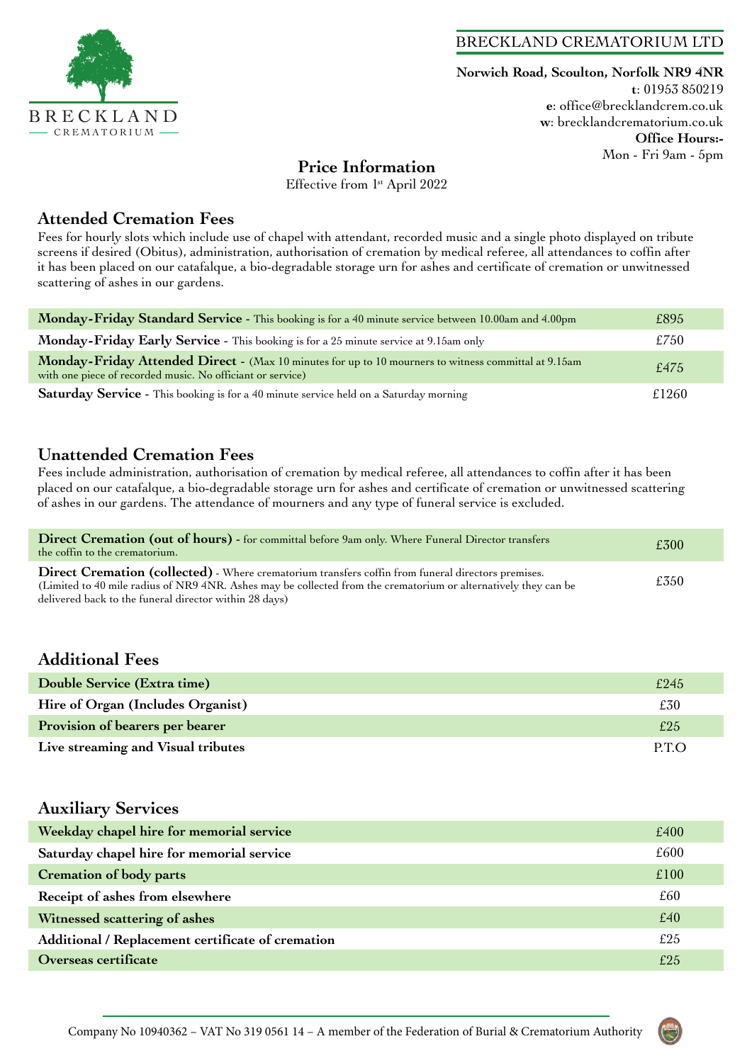BRECKLAND CREMATORIUM

# BRECKLAND CREMATORIUM LTD

**Norwich Road, Scoulton, Norfolk NR9 4NR**
**t**: 01953 850219
**e**: office@brecklandcrem.co.uk
**w**: brecklandcrematorium.co.uk
**Office Hours:-**
Mon - Fri 9am - 5pm

## Price Information

Effective from 1st April 2022

## Attended Cremation Fees

Fees for hourly slots which include use of chapel with attendant, recorded music and a single photo displayed on tribute screens if desired (Obitus), administration, authorisation of cremation by medical referee, all attendances to coffin after it has been placed on our catafalque, a bio-degradable storage urn for ashes and certificate of cremation or unwitnessed scattering of ashes in our gardens.

| Service | Price |
|---|---|
| **Monday-Friday Standard Service** - This booking is for a 40 minute service between 10.00am and 4.00pm | £895 |
| **Monday-Friday Early Service** - This booking is for a 25 minute service at 9.15am only | £750 |
| **Monday-Friday Attended Direct** - (Max 10 minutes for up to 10 mourners to witness committal at 9.15am with one piece of recorded music. No officiant or service) | £475 |
| **Saturday Service** - This booking is for a 40 minute service held on a Saturday morning | £1260 |

## Unattended Cremation Fees

Fees include administration, authorisation of cremation by medical referee, all attendances to coffin after it has been placed on our catafalque, a bio-degradable storage urn for ashes and certificate of cremation or unwitnessed scattering of ashes in our gardens. The attendance of mourners and any type of funeral service is excluded.

| Service | Price |
|---|---|
| **Direct Cremation (out of hours)** - for committal before 9am only. Where Funeral Director transfers the coffin to the crematorium. | £300 |
| **Direct Cremation (collected)** - Where crematorium transfers coffin from funeral directors premises. (Limited to 40 mile radius of NR9 4NR. Ashes may be collected from the crematorium or alternatively they can be delivered back to the funeral director within 28 days) | £350 |

## Additional Fees

| Service | Price |
|---|---|
| **Double Service (Extra time)** | £245 |
| **Hire of Organ (Includes Organist)** | £30 |
| **Provision of bearers per bearer** | £25 |
| **Live streaming and Visual tributes** | P.T.O |

## Auxiliary Services

| Service | Price |
|---|---|
| **Weekday chapel hire for memorial service** | £400 |
| **Saturday chapel hire for memorial service** | £600 |
| **Cremation of body parts** | £100 |
| **Receipt of ashes from elsewhere** | £60 |
| **Witnessed scattering of ashes** | £40 |
| **Additional / Replacement certificate of cremation** | £25 |
| **Overseas certificate** | £25 |

Company No 10940362 – VAT No 319 0561 14 – A member of the Federation of Burial & Crematorium Authority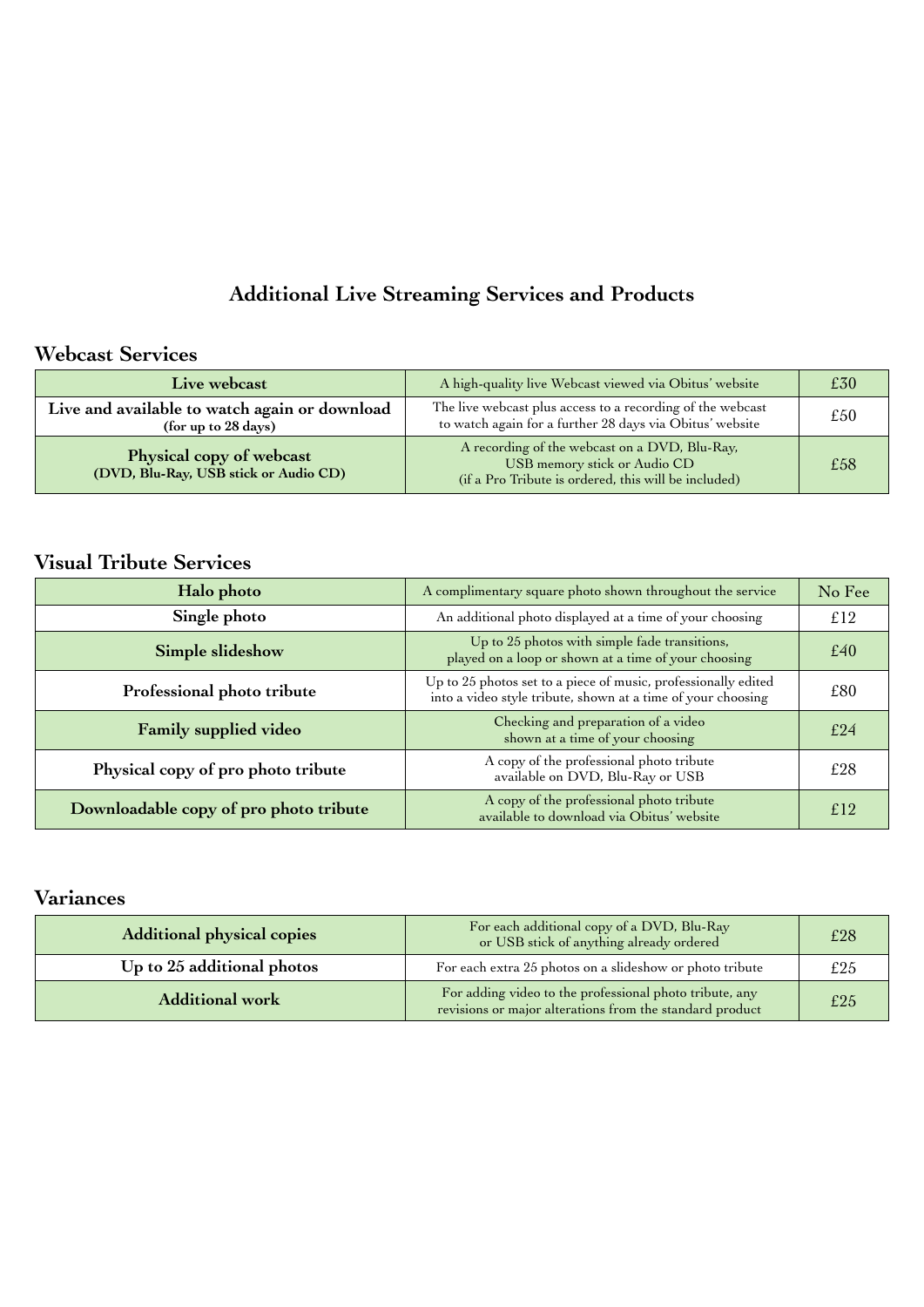# Additional Live Streaming Services and Products

## Webcast Services

| | | |
|---|---|---|
| **Live webcast** | A high-quality live Webcast viewed via Obitus' website | £30 |
| **Live and available to watch again or download (for up to 28 days)** | The live webcast plus access to a recording of the webcast to watch again for a further 28 days via Obitus' website | £50 |
| **Physical copy of webcast (DVD, Blu-Ray, USB stick or Audio CD)** | A recording of the webcast on a DVD, Blu-Ray, USB memory stick or Audio CD (if a Pro Tribute is ordered, this will be included) | £58 |

## Visual Tribute Services

| | | |
|---|---|---|
| **Halo photo** | A complimentary square photo shown throughout the service | No Fee |
| **Single photo** | An additional photo displayed at a time of your choosing | £12 |
| **Simple slideshow** | Up to 25 photos with simple fade transitions, played on a loop or shown at a time of your choosing | £40 |
| **Professional photo tribute** | Up to 25 photos set to a piece of music, professionally edited into a video style tribute, shown at a time of your choosing | £80 |
| **Family supplied video** | Checking and preparation of a video shown at a time of your choosing | £24 |
| **Physical copy of pro photo tribute** | A copy of the professional photo tribute available on DVD, Blu-Ray or USB | £28 |
| **Downloadable copy of pro photo tribute** | A copy of the professional photo tribute available to download via Obitus' website | £12 |

## Variances

| | | |
|---|---|---|
| **Additional physical copies** | For each additional copy of a DVD, Blu-Ray or USB stick of anything already ordered | £28 |
| **Up to 25 additional photos** | For each extra 25 photos on a slideshow or photo tribute | £25 |
| **Additional work** | For adding video to the professional photo tribute, any revisions or major alterations from the standard product | £25 |